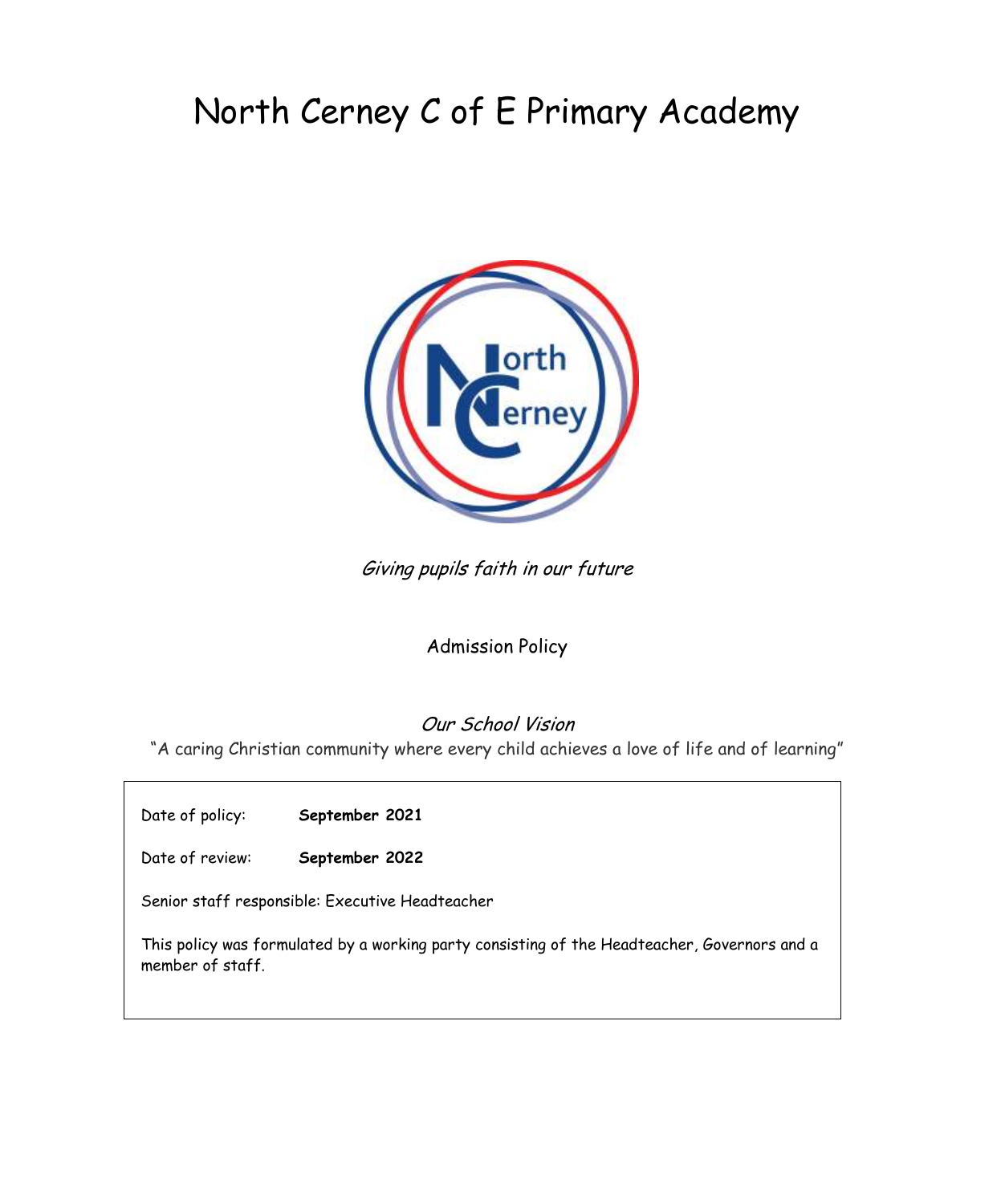# North Cerney C of E Primary Academy

*Giving pupils faith in our future*

Admission Policy

*Our School Vision*

"A caring Christian community where every child achieves a love of life and of learning"

Date of policy: **September 2021**

Date of review: **September 2022**

Senior staff responsible: Executive Headteacher

This policy was formulated by a working party consisting of the Headteacher, Governors and a member of staff.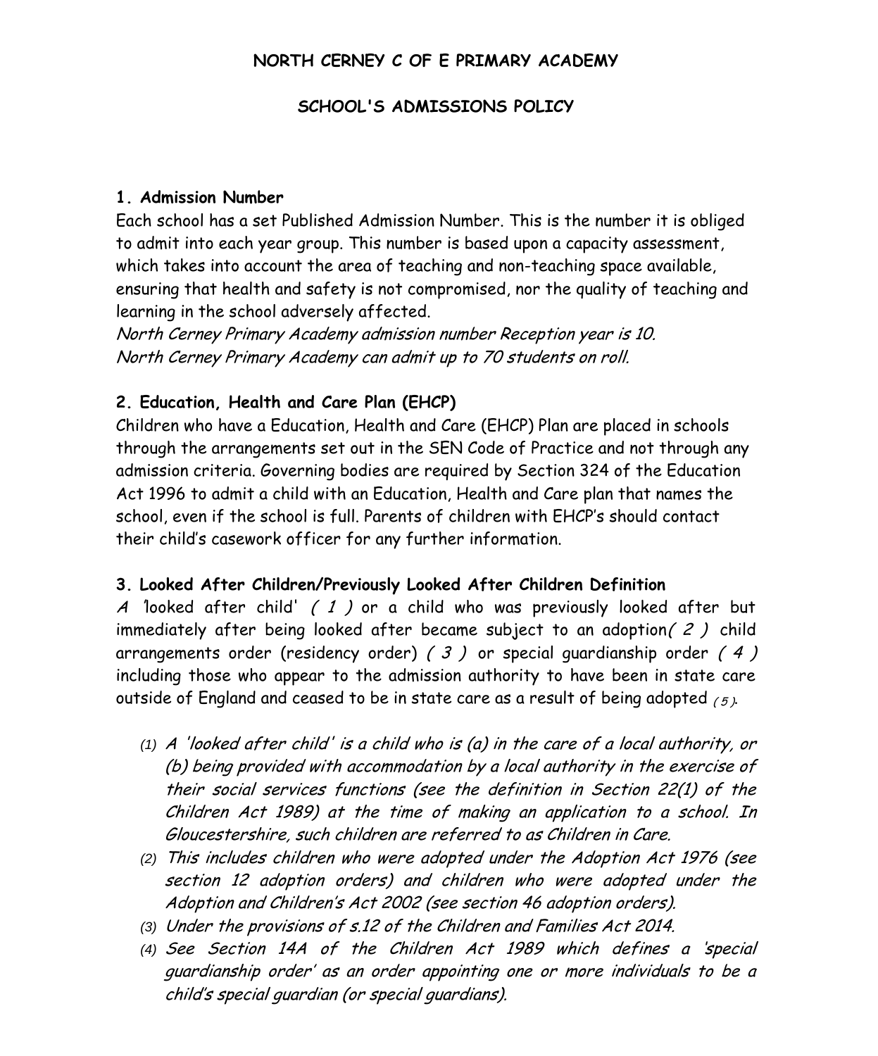**NORTH CERNEY C OF E PRIMARY ACADEMY**

**SCHOOL'S ADMISSIONS POLICY**

## 1. Admission Number

Each school has a set Published Admission Number. This is the number it is obliged to admit into each year group. This number is based upon a capacity assessment, which takes into account the area of teaching and non-teaching space available, ensuring that health and safety is not compromised, nor the quality of teaching and learning in the school adversely affected.

*North Cerney Primary Academy admission number Reception year is 10.*
*North Cerney Primary Academy can admit up to 70 students on roll.*

## 2. Education, Health and Care Plan (EHCP)

Children who have a Education, Health and Care (EHCP) Plan are placed in schools through the arrangements set out in the SEN Code of Practice and not through any admission criteria. Governing bodies are required by Section 324 of the Education Act 1996 to admit a child with an Education, Health and Care plan that names the school, even if the school is full. Parents of children with EHCP's should contact their child's casework officer for any further information.

## 3. Looked After Children/Previously Looked After Children Definition

*A 'looked after child'* *( 1 )* or a child who was previously looked after but immediately after being looked after became subject to an adoption*( 2 )* child arrangements order (residency order) *( 3 )* or special guardianship order *( 4 )* including those who appear to the admission authority to have been in state care outside of England and ceased to be in state care as a result of being adopted *( 5 )*.

- (1) *A 'looked after child' is a child who is (a) in the care of a local authority, or (b) being provided with accommodation by a local authority in the exercise of their social services functions (see the definition in Section 22(1) of the Children Act 1989) at the time of making an application to a school. In Gloucestershire, such children are referred to as Children in Care.*
- (2) *This includes children who were adopted under the Adoption Act 1976 (see section 12 adoption orders) and children who were adopted under the Adoption and Children's Act 2002 (see section 46 adoption orders).*
- (3) *Under the provisions of s.12 of the Children and Families Act 2014.*
- (4) *See Section 14A of the Children Act 1989 which defines a 'special guardianship order' as an order appointing one or more individuals to be a child's special guardian (or special guardians).*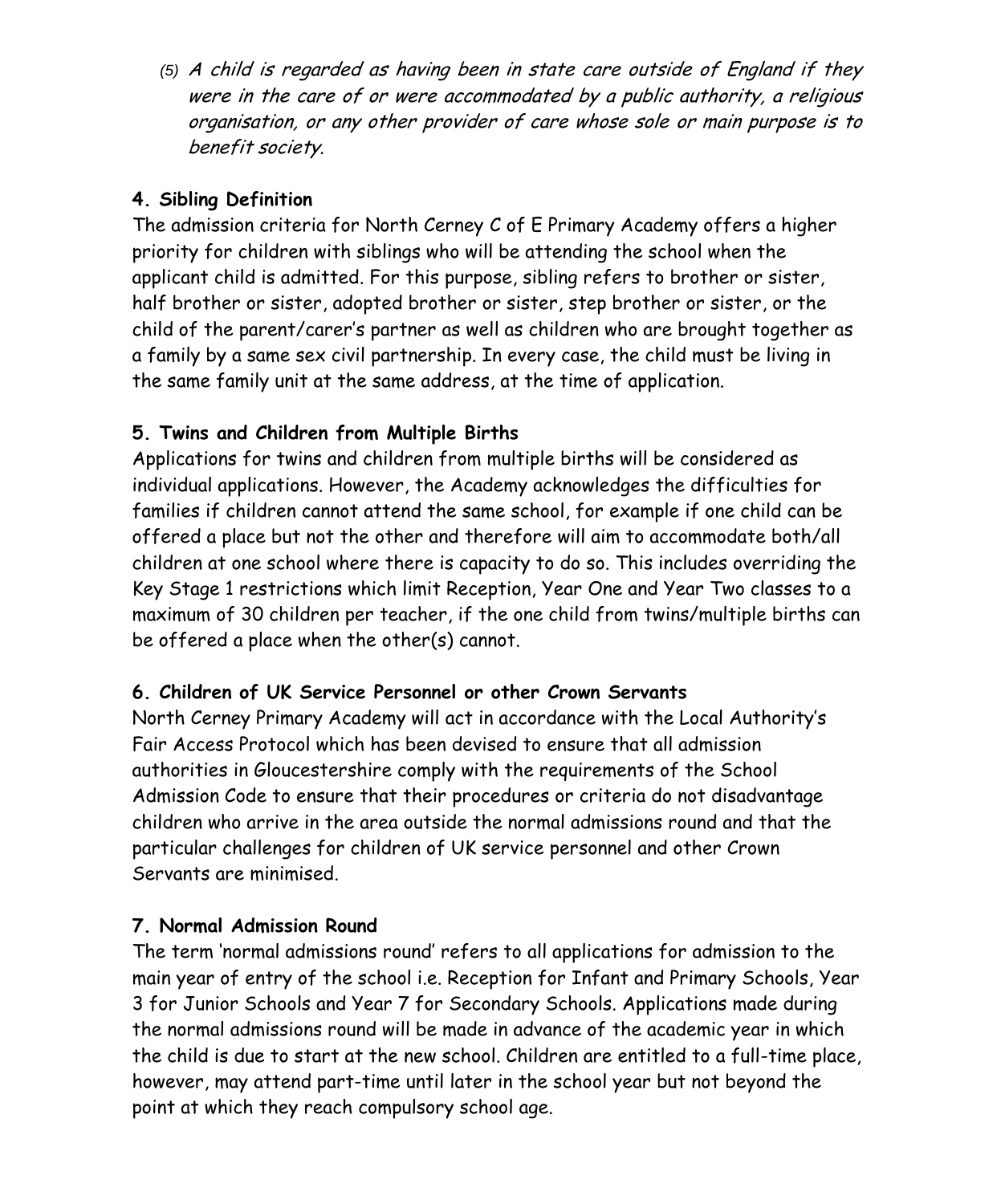(5) *A child is regarded as having been in state care outside of England if they were in the care of or were accommodated by a public authority, a religious organisation, or any other provider of care whose sole or main purpose is to benefit society.*

**4. Sibling Definition**

The admission criteria for North Cerney C of E Primary Academy offers a higher priority for children with siblings who will be attending the school when the applicant child is admitted. For this purpose, sibling refers to brother or sister, half brother or sister, adopted brother or sister, step brother or sister, or the child of the parent/carer's partner as well as children who are brought together as a family by a same sex civil partnership. In every case, the child must be living in the same family unit at the same address, at the time of application.

**5. Twins and Children from Multiple Births**

Applications for twins and children from multiple births will be considered as individual applications. However, the Academy acknowledges the difficulties for families if children cannot attend the same school, for example if one child can be offered a place but not the other and therefore will aim to accommodate both/all children at one school where there is capacity to do so. This includes overriding the Key Stage 1 restrictions which limit Reception, Year One and Year Two classes to a maximum of 30 children per teacher, if the one child from twins/multiple births can be offered a place when the other(s) cannot.

**6. Children of UK Service Personnel or other Crown Servants**

North Cerney Primary Academy will act in accordance with the Local Authority's Fair Access Protocol which has been devised to ensure that all admission authorities in Gloucestershire comply with the requirements of the School Admission Code to ensure that their procedures or criteria do not disadvantage children who arrive in the area outside the normal admissions round and that the particular challenges for children of UK service personnel and other Crown Servants are minimised.

**7. Normal Admission Round**

The term 'normal admissions round' refers to all applications for admission to the main year of entry of the school i.e. Reception for Infant and Primary Schools, Year 3 for Junior Schools and Year 7 for Secondary Schools. Applications made during the normal admissions round will be made in advance of the academic year in which the child is due to start at the new school. Children are entitled to a full-time place, however, may attend part-time until later in the school year but not beyond the point at which they reach compulsory school age.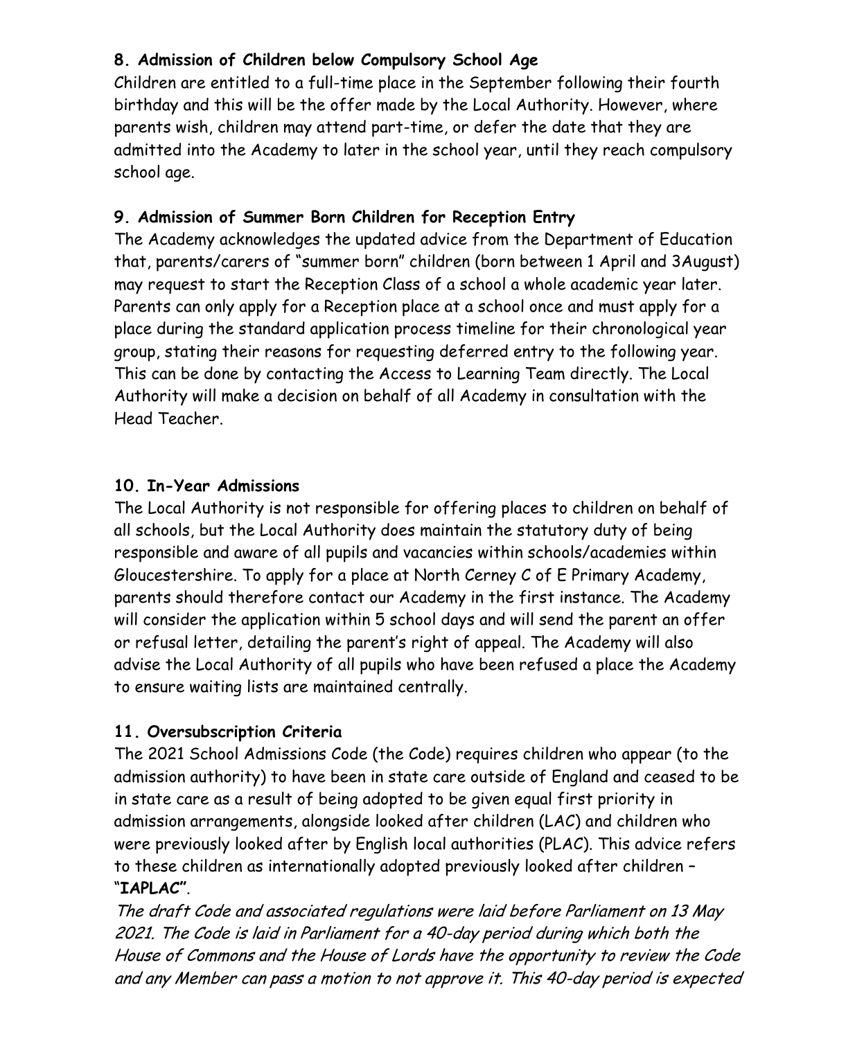## 8. Admission of Children below Compulsory School Age

Children are entitled to a full-time place in the September following their fourth birthday and this will be the offer made by the Local Authority. However, where parents wish, children may attend part-time, or defer the date that they are admitted into the Academy to later in the school year, until they reach compulsory school age.

## 9. Admission of Summer Born Children for Reception Entry

The Academy acknowledges the updated advice from the Department of Education that, parents/carers of "summer born" children (born between 1 April and 3August) may request to start the Reception Class of a school a whole academic year later. Parents can only apply for a Reception place at a school once and must apply for a place during the standard application process timeline for their chronological year group, stating their reasons for requesting deferred entry to the following year. This can be done by contacting the Access to Learning Team directly. The Local Authority will make a decision on behalf of all Academy in consultation with the Head Teacher.

## 10. In-Year Admissions

The Local Authority is not responsible for offering places to children on behalf of all schools, but the Local Authority does maintain the statutory duty of being responsible and aware of all pupils and vacancies within schools/academies within Gloucestershire. To apply for a place at North Cerney C of E Primary Academy, parents should therefore contact our Academy in the first instance. The Academy will consider the application within 5 school days and will send the parent an offer or refusal letter, detailing the parent's right of appeal. The Academy will also advise the Local Authority of all pupils who have been refused a place the Academy to ensure waiting lists are maintained centrally.

## 11. Oversubscription Criteria

The 2021 School Admissions Code (the Code) requires children who appear (to the admission authority) to have been in state care outside of England and ceased to be in state care as a result of being adopted to be given equal first priority in admission arrangements, alongside looked after children (LAC) and children who were previously looked after by English local authorities (PLAC). This advice refers to these children as internationally adopted previously looked after children – "**IAPLAC**".

*The draft Code and associated regulations were laid before Parliament on 13 May 2021. The Code is laid in Parliament for a 40-day period during which both the House of Commons and the House of Lords have the opportunity to review the Code and any Member can pass a motion to not approve it. This 40-day period is expected*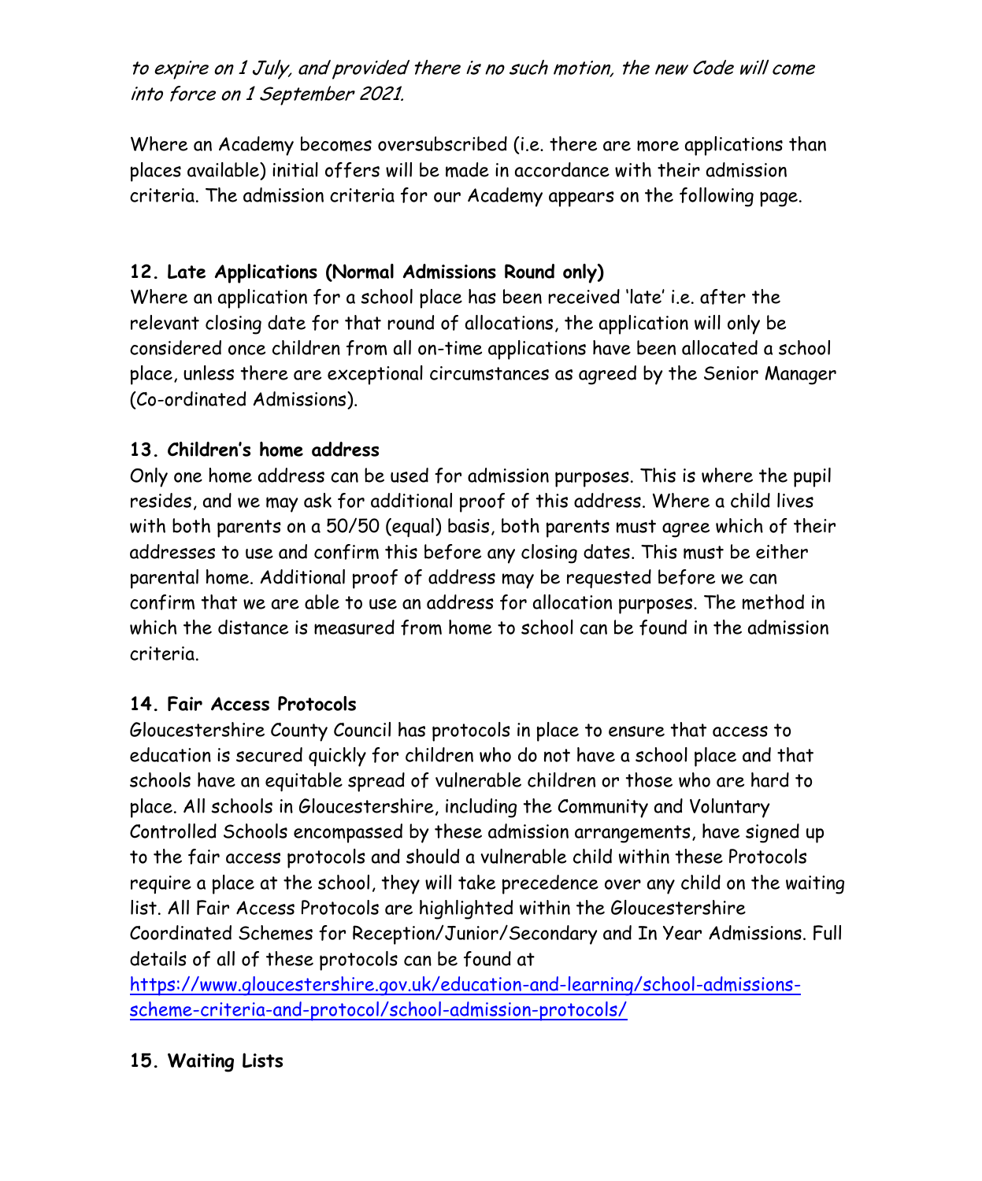*to expire on 1 July, and provided there is no such motion, the new Code will come into force on 1 September 2021.*

Where an Academy becomes oversubscribed (i.e. there are more applications than places available) initial offers will be made in accordance with their admission criteria. The admission criteria for our Academy appears on the following page.

**12. Late Applications (Normal Admissions Round only)**

Where an application for a school place has been received 'late' i.e. after the relevant closing date for that round of allocations, the application will only be considered once children from all on-time applications have been allocated a school place, unless there are exceptional circumstances as agreed by the Senior Manager (Co-ordinated Admissions).

**13. Children's home address**

Only one home address can be used for admission purposes. This is where the pupil resides, and we may ask for additional proof of this address. Where a child lives with both parents on a 50/50 (equal) basis, both parents must agree which of their addresses to use and confirm this before any closing dates. This must be either parental home. Additional proof of address may be requested before we can confirm that we are able to use an address for allocation purposes. The method in which the distance is measured from home to school can be found in the admission criteria.

**14. Fair Access Protocols**

Gloucestershire County Council has protocols in place to ensure that access to education is secured quickly for children who do not have a school place and that schools have an equitable spread of vulnerable children or those who are hard to place. All schools in Gloucestershire, including the Community and Voluntary Controlled Schools encompassed by these admission arrangements, have signed up to the fair access protocols and should a vulnerable child within these Protocols require a place at the school, they will take precedence over any child on the waiting list. All Fair Access Protocols are highlighted within the Gloucestershire Coordinated Schemes for Reception/Junior/Secondary and In Year Admissions. Full details of all of these protocols can be found at [https://www.gloucestershire.gov.uk/education-and-learning/school-admissions-scheme-criteria-and-protocol/school-admission-protocols/](https://www.gloucestershire.gov.uk/education-and-learning/school-admissions-scheme-criteria-and-protocol/school-admission-protocols/)

**15. Waiting Lists**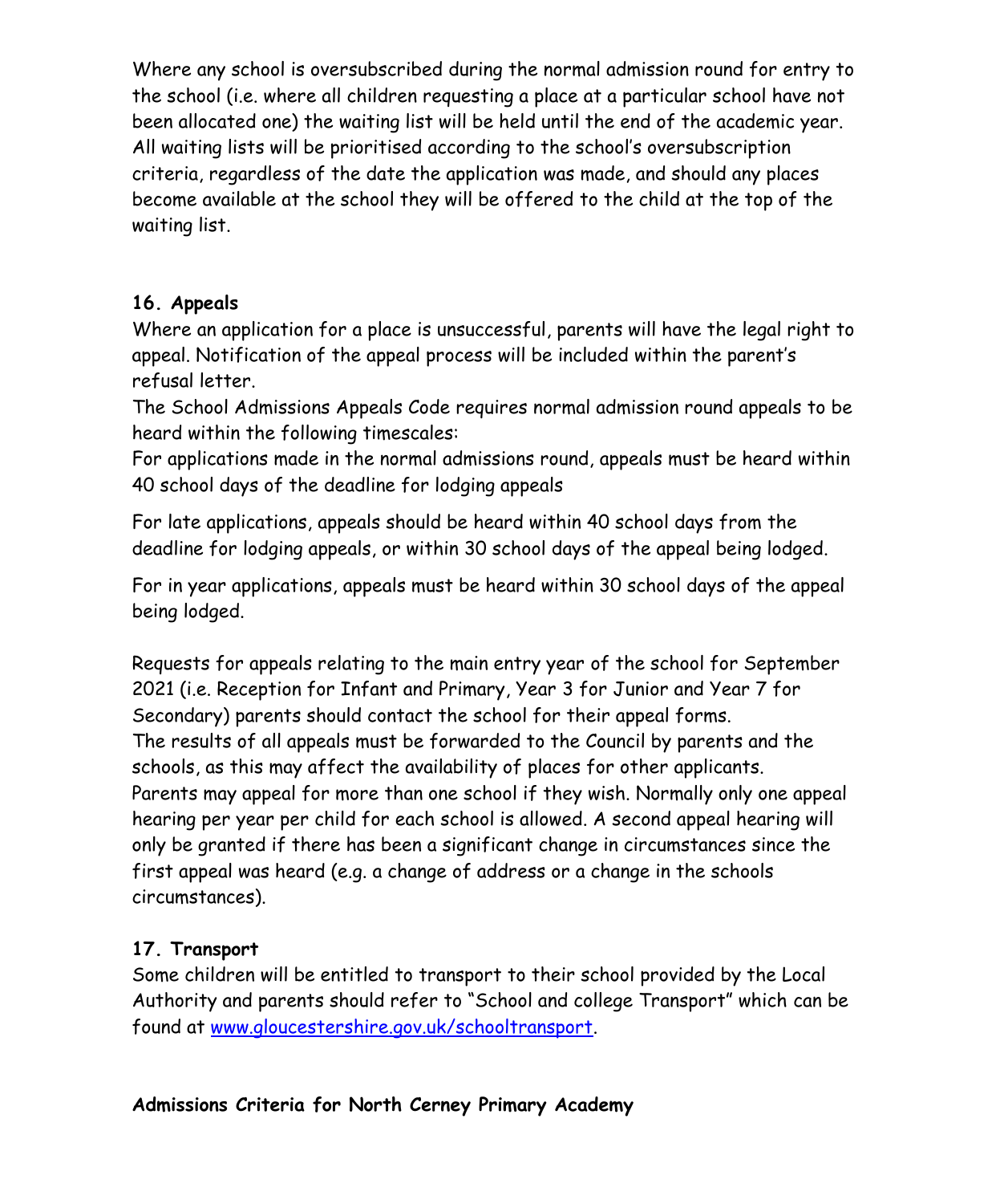Where any school is oversubscribed during the normal admission round for entry to the school (i.e. where all children requesting a place at a particular school have not been allocated one) the waiting list will be held until the end of the academic year. All waiting lists will be prioritised according to the school's oversubscription criteria, regardless of the date the application was made, and should any places become available at the school they will be offered to the child at the top of the waiting list.

## 16. Appeals

Where an application for a place is unsuccessful, parents will have the legal right to appeal. Notification of the appeal process will be included within the parent's refusal letter.

The School Admissions Appeals Code requires normal admission round appeals to be heard within the following timescales:

For applications made in the normal admissions round, appeals must be heard within 40 school days of the deadline for lodging appeals

For late applications, appeals should be heard within 40 school days from the deadline for lodging appeals, or within 30 school days of the appeal being lodged.

For in year applications, appeals must be heard within 30 school days of the appeal being lodged.

Requests for appeals relating to the main entry year of the school for September 2021 (i.e. Reception for Infant and Primary, Year 3 for Junior and Year 7 for Secondary) parents should contact the school for their appeal forms.

The results of all appeals must be forwarded to the Council by parents and the schools, as this may affect the availability of places for other applicants.

Parents may appeal for more than one school if they wish. Normally only one appeal hearing per year per child for each school is allowed. A second appeal hearing will only be granted if there has been a significant change in circumstances since the first appeal was heard (e.g. a change of address or a change in the schools circumstances).

## 17. Transport

Some children will be entitled to transport to their school provided by the Local Authority and parents should refer to "School and college Transport" which can be found at [www.gloucestershire.gov.uk/schooltransport](http://www.gloucestershire.gov.uk/schooltransport).

## Admissions Criteria for North Cerney Primary Academy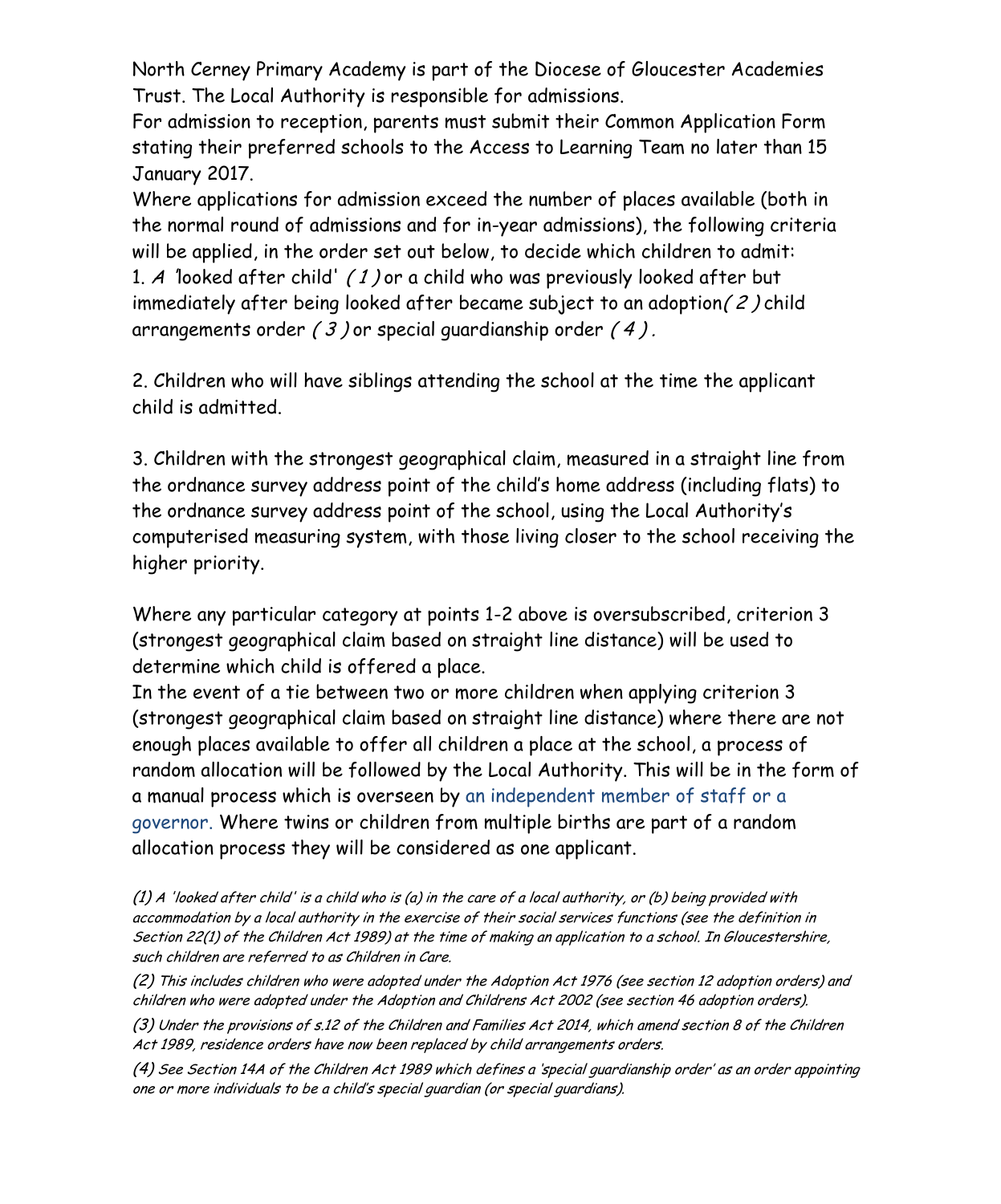North Cerney Primary Academy is part of the Diocese of Gloucester Academies Trust. The Local Authority is responsible for admissions.

For admission to reception, parents must submit their Common Application Form stating their preferred schools to the Access to Learning Team no later than 15 January 2017.

Where applications for admission exceed the number of places available (both in the normal round of admissions and for in-year admissions), the following criteria will be applied, in the order set out below, to decide which children to admit:

1. *A* 'looked after child' *( 1 )* or a child who was previously looked after but immediately after being looked after became subject to an adoption*( 2 )* child arrangements order *( 3 )* or special guardianship order *( 4 ).*

2. Children who will have siblings attending the school at the time the applicant child is admitted.

3. Children with the strongest geographical claim, measured in a straight line from the ordnance survey address point of the child's home address (including flats) to the ordnance survey address point of the school, using the Local Authority's computerised measuring system, with those living closer to the school receiving the higher priority.

Where any particular category at points 1-2 above is oversubscribed, criterion 3 (strongest geographical claim based on straight line distance) will be used to determine which child is offered a place.

In the event of a tie between two or more children when applying criterion 3 (strongest geographical claim based on straight line distance) where there are not enough places available to offer all children a place at the school, a process of random allocation will be followed by the Local Authority. This will be in the form of a manual process which is overseen by an independent member of staff or a governor. Where twins or children from multiple births are part of a random allocation process they will be considered as one applicant.

*(1) A 'looked after child' is a child who is (a) in the care of a local authority, or (b) being provided with accommodation by a local authority in the exercise of their social services functions (see the definition in Section 22(1) of the Children Act 1989) at the time of making an application to a school. In Gloucestershire, such children are referred to as Children in Care.*

*(2) This includes children who were adopted under the Adoption Act 1976 (see section 12 adoption orders) and children who were adopted under the Adoption and Childrens Act 2002 (see section 46 adoption orders).*

*(3) Under the provisions of s.12 of the Children and Families Act 2014, which amend section 8 of the Children Act 1989, residence orders have now been replaced by child arrangements orders.*

*(4) See Section 14A of the Children Act 1989 which defines a 'special guardianship order' as an order appointing one or more individuals to be a child's special guardian (or special guardians).*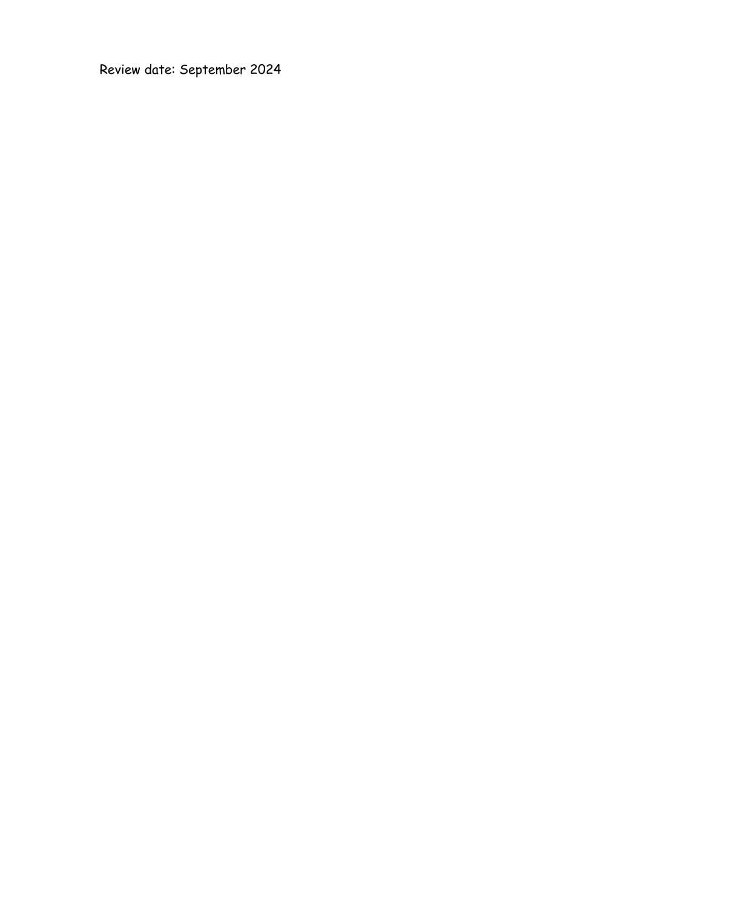Review date: September 2024